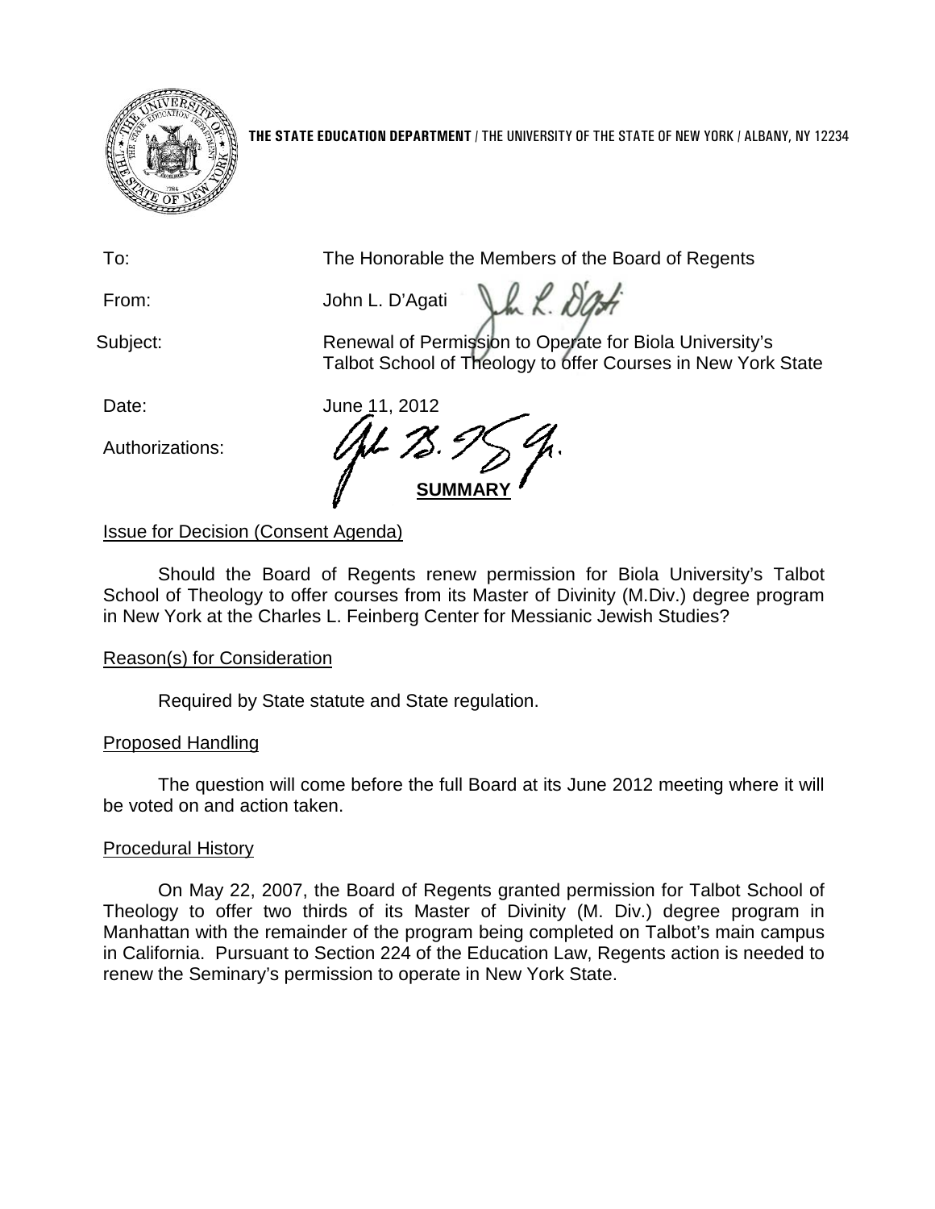**THE STATE EDUCATION DEPARTMENT** / THE UNIVERSITY OF THE STATE OF NEW YORK / ALBANY, NY 12234

To: The Honorable the Members of the Board of Regents

From: John L. D'Agati

Subject: Renewal of Permission to Operate for Biola University's Talbot School of Theology to offer Courses in New York State

Date: June 11, 2012

Authorizations:

## SUMMARY

### Issue for Decision (Consent Agenda)

Should the Board of Regents renew permission for Biola University's Talbot School of Theology to offer courses from its Master of Divinity (M.Div.) degree program in New York at the Charles L. Feinberg Center for Messianic Jewish Studies?

### Reason(s) for Consideration

Required by State statute and State regulation.

### Proposed Handling

The question will come before the full Board at its June 2012 meeting where it will be voted on and action taken.

### Procedural History

On May 22, 2007, the Board of Regents granted permission for Talbot School of Theology to offer two thirds of its Master of Divinity (M. Div.) degree program in Manhattan with the remainder of the program being completed on Talbot's main campus in California. Pursuant to Section 224 of the Education Law, Regents action is needed to renew the Seminary's permission to operate in New York State.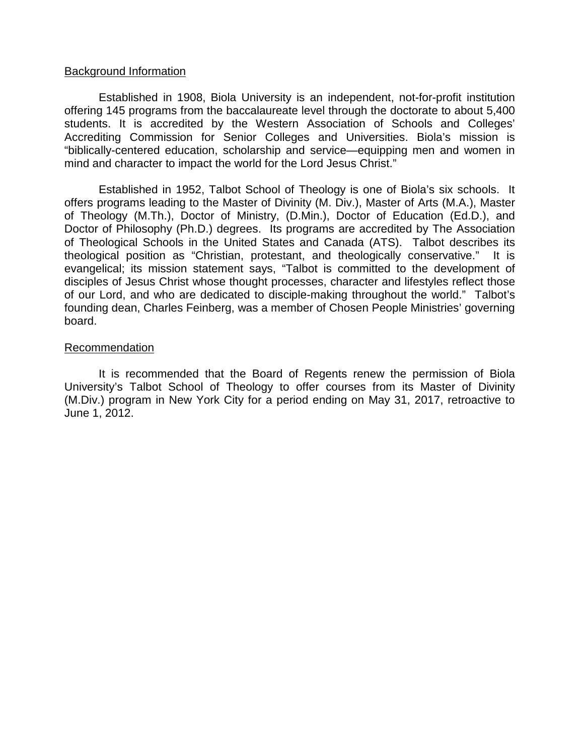Background Information

Established in 1908, Biola University is an independent, not-for-profit institution offering 145 programs from the baccalaureate level through the doctorate to about 5,400 students. It is accredited by the Western Association of Schools and Colleges' Accrediting Commission for Senior Colleges and Universities. Biola's mission is "biblically-centered education, scholarship and service—equipping men and women in mind and character to impact the world for the Lord Jesus Christ."

Established in 1952, Talbot School of Theology is one of Biola's six schools. It offers programs leading to the Master of Divinity (M. Div.), Master of Arts (M.A.), Master of Theology (M.Th.), Doctor of Ministry, (D.Min.), Doctor of Education (Ed.D.), and Doctor of Philosophy (Ph.D.) degrees. Its programs are accredited by The Association of Theological Schools in the United States and Canada (ATS). Talbot describes its theological position as "Christian, protestant, and theologically conservative." It is evangelical; its mission statement says, "Talbot is committed to the development of disciples of Jesus Christ whose thought processes, character and lifestyles reflect those of our Lord, and who are dedicated to disciple-making throughout the world." Talbot's founding dean, Charles Feinberg, was a member of Chosen People Ministries' governing board.

Recommendation

It is recommended that the Board of Regents renew the permission of Biola University's Talbot School of Theology to offer courses from its Master of Divinity (M.Div.) program in New York City for a period ending on May 31, 2017, retroactive to June 1, 2012.